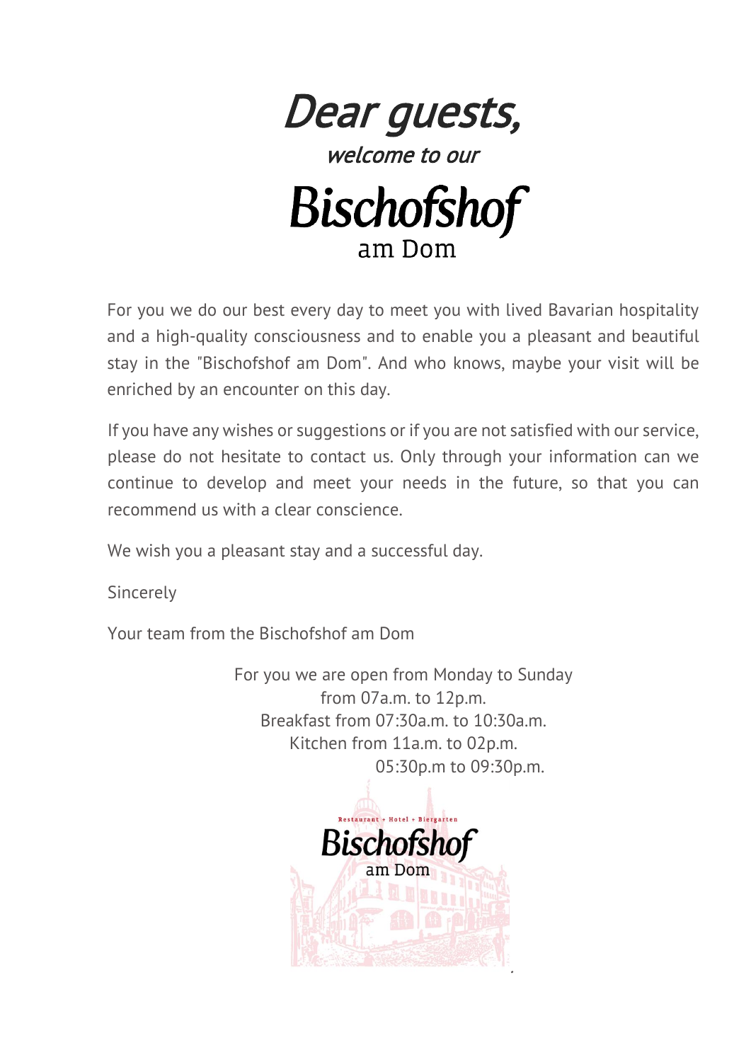# Dear guests,

*welcome to our*

# Bischofshof

am Dom

For you we do our best every day to meet you with lived Bavarian hospitality and a high-quality consciousness and to enable you a pleasant and beautiful stay in the "Bischofshof am Dom". And who knows, maybe your visit will be enriched by an encounter on this day.

If you have any wishes or suggestions or if you are not satisfied with our service, please do not hesitate to contact us. Only through your information can we continue to develop and meet your needs in the future, so that you can recommend us with a clear conscience.

We wish you a pleasant stay and a successful day.

Sincerely

Your team from the Bischofshof am Dom

For you we are open from Monday to Sunday
from 07a.m. to 12p.m.
Breakfast from 07:30a.m. to 10:30a.m.
Kitchen from 11a.m. to 02p.m.
05:30p.m to 09:30p.m.

Restaurant + Hotel + Biergarten

Bischofshof

am Dom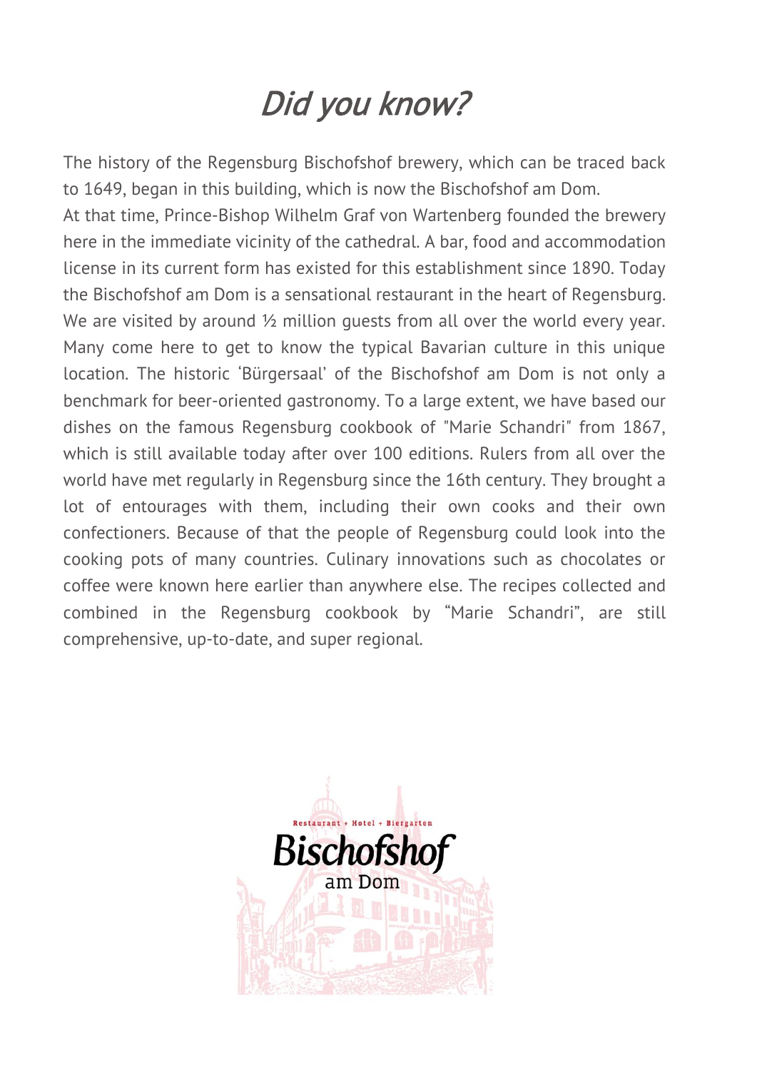# *Did you know?*

The history of the Regensburg Bischofshof brewery, which can be traced back to 1649, began in this building, which is now the Bischofshof am Dom.
At that time, Prince-Bishop Wilhelm Graf von Wartenberg founded the brewery here in the immediate vicinity of the cathedral. A bar, food and accommodation license in its current form has existed for this establishment since 1890. Today the Bischofshof am Dom is a sensational restaurant in the heart of Regensburg. We are visited by around ½ million guests from all over the world every year. Many come here to get to know the typical Bavarian culture in this unique location. The historic 'Bürgersaal' of the Bischofshof am Dom is not only a benchmark for beer-oriented gastronomy. To a large extent, we have based our dishes on the famous Regensburg cookbook of "Marie Schandri" from 1867, which is still available today after over 100 editions. Rulers from all over the world have met regularly in Regensburg since the 16th century. They brought a lot of entourages with them, including their own cooks and their own confectioners. Because of that the people of Regensburg could look into the cooking pots of many countries. Culinary innovations such as chocolates or coffee were known here earlier than anywhere else. The recipes collected and combined in the Regensburg cookbook by "Marie Schandri", are still comprehensive, up-to-date, and super regional.

Restaurant + Hotel + Biergarten

**Bischofshof**

am Dom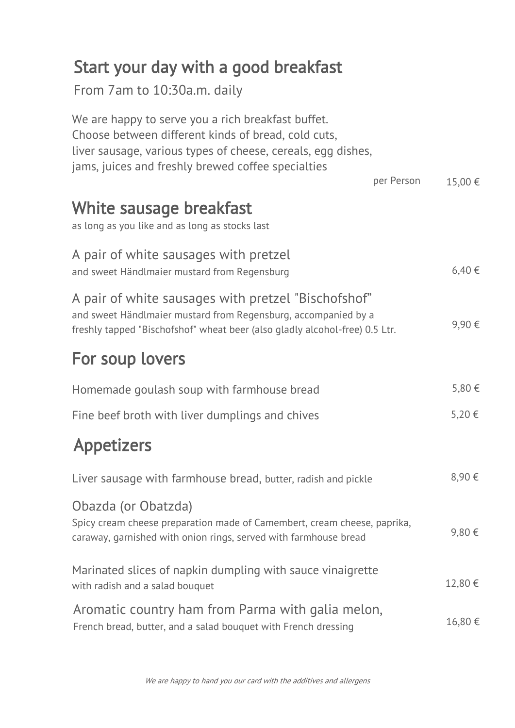## Start your day with a good breakfast

From 7am to 10:30a.m. daily

We are happy to serve you a rich breakfast buffet.
Choose between different kinds of bread, cold cuts,
liver sausage, various types of cheese, cereals, egg dishes,
jams, juices and freshly brewed coffee specialties

per Person 15,00 €

## White sausage breakfast

as long as you like and as long as stocks last

A pair of white sausages with pretzel
and sweet Händlmaier mustard from Regensburg — 6,40 €

A pair of white sausages with pretzel "Bischofshof"
and sweet Händlmaier mustard from Regensburg, accompanied by a
freshly tapped "Bischofshof" wheat beer (also gladly alcohol-free) 0.5 Ltr. — 9,90 €

## For soup lovers

Homemade goulash soup with farmhouse bread — 5,80 €

Fine beef broth with liver dumplings and chives — 5,20 €

## Appetizers

Liver sausage with farmhouse bread, butter, radish and pickle — 8,90 €

Obazda (or Obatzda)
Spicy cream cheese preparation made of Camembert, cream cheese, paprika,
caraway, garnished with onion rings, served with farmhouse bread — 9,80 €

Marinated slices of napkin dumpling with sauce vinaigrette
with radish and a salad bouquet — 12,80 €

Aromatic country ham from Parma with galia melon,
French bread, butter, and a salad bouquet with French dressing — 16,80 €

*We are happy to hand you our card with the additives and allergens*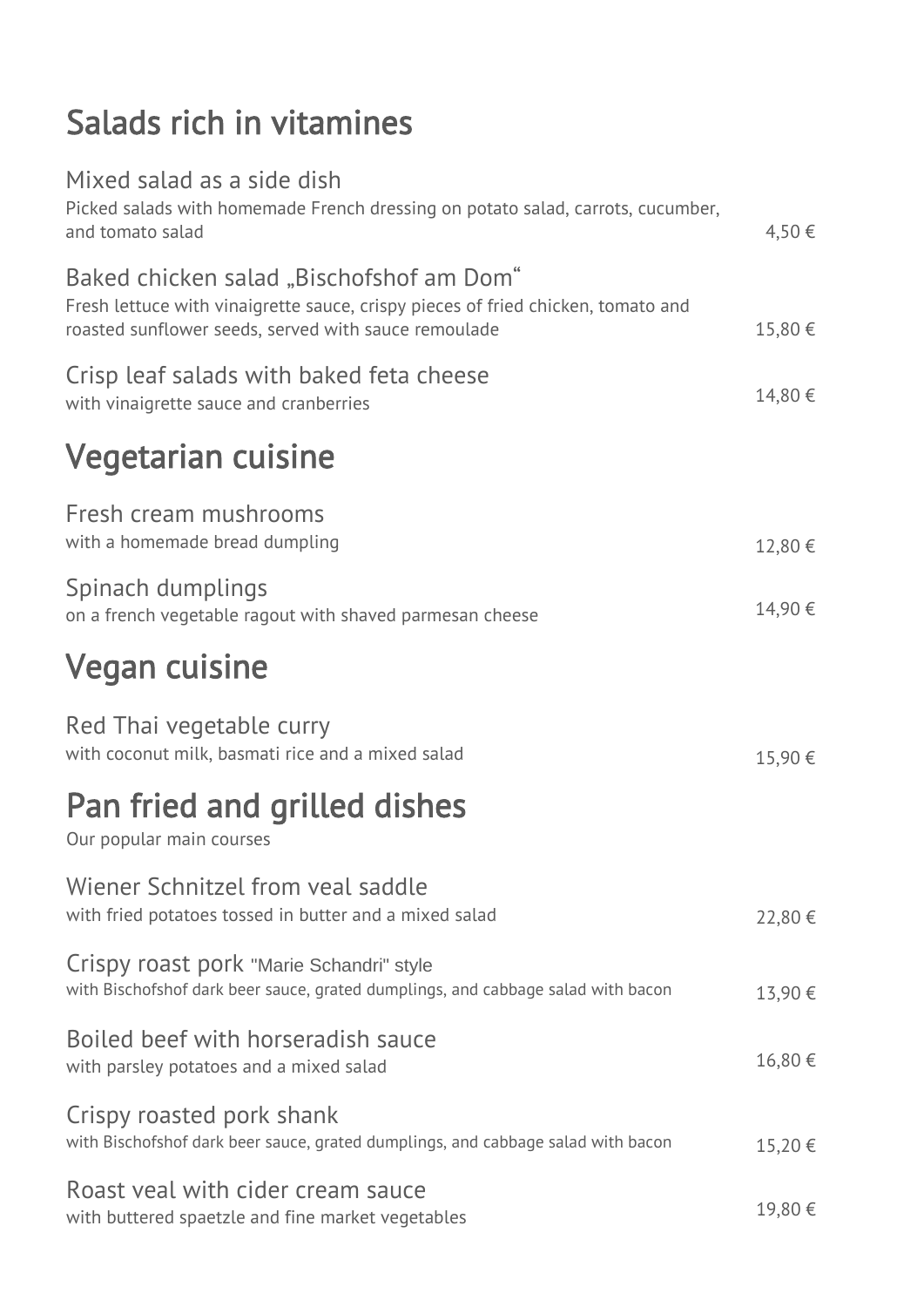## Salads rich in vitamines

**Mixed salad as a side dish**
Picked salads with homemade French dressing on potato salad, carrots, cucumber, and tomato salad — 4,50 €

**Baked chicken salad „Bischofshof am Dom“**
Fresh lettuce with vinaigrette sauce, crispy pieces of fried chicken, tomato and roasted sunflower seeds, served with sauce remoulade — 15,80 €

**Crisp leaf salads with baked feta cheese**
with vinaigrette sauce and cranberries — 14,80 €

## Vegetarian cuisine

**Fresh cream mushrooms**
with a homemade bread dumpling — 12,80 €

**Spinach dumplings**
on a french vegetable ragout with shaved parmesan cheese — 14,90 €

## Vegan cuisine

**Red Thai vegetable curry**
with coconut milk, basmati rice and a mixed salad — 15,90 €

## Pan fried and grilled dishes

Our popular main courses

**Wiener Schnitzel from veal saddle**
with fried potatoes tossed in butter and a mixed salad — 22,80 €

**Crispy roast pork "Marie Schandri" style**
with Bischofshof dark beer sauce, grated dumplings, and cabbage salad with bacon — 13,90 €

**Boiled beef with horseradish sauce**
with parsley potatoes and a mixed salad — 16,80 €

**Crispy roasted pork shank**
with Bischofshof dark beer sauce, grated dumplings, and cabbage salad with bacon — 15,20 €

**Roast veal with cider cream sauce**
with buttered spaetzle and fine market vegetables — 19,80 €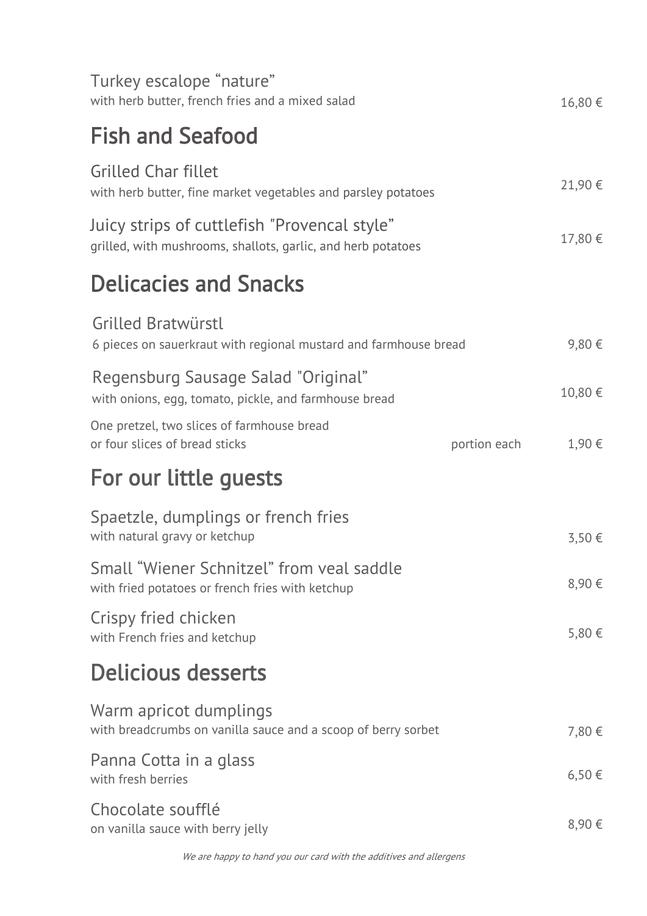Turkey escalope “nature”
with herb butter, french fries and a mixed salad 16,80 €

## Fish and Seafood

Grilled Char fillet
with herb butter, fine market vegetables and parsley potatoes 21,90 €

Juicy strips of cuttlefish "Provencal style”
grilled, with mushrooms, shallots, garlic, and herb potatoes 17,80 €

## Delicacies and Snacks

Grilled Bratwürstl
6 pieces on sauerkraut with regional mustard and farmhouse bread 9,80 €

Regensburg Sausage Salad "Original”
with onions, egg, tomato, pickle, and farmhouse bread 10,80 €

One pretzel, two slices of farmhouse bread
or four slices of bread sticks portion each 1,90 €

## For our little guests

Spaetzle, dumplings or french fries
with natural gravy or ketchup 3,50 €

Small “Wiener Schnitzel” from veal saddle
with fried potatoes or french fries with ketchup 8,90 €

Crispy fried chicken
with French fries and ketchup 5,80 €

## Delicious desserts

Warm apricot dumplings
with breadcrumbs on vanilla sauce and a scoop of berry sorbet 7,80 €

Panna Cotta in a glass
with fresh berries 6,50 €

Chocolate soufflé
on vanilla sauce with berry jelly 8,90 €

*We are happy to hand you our card with the additives and allergens*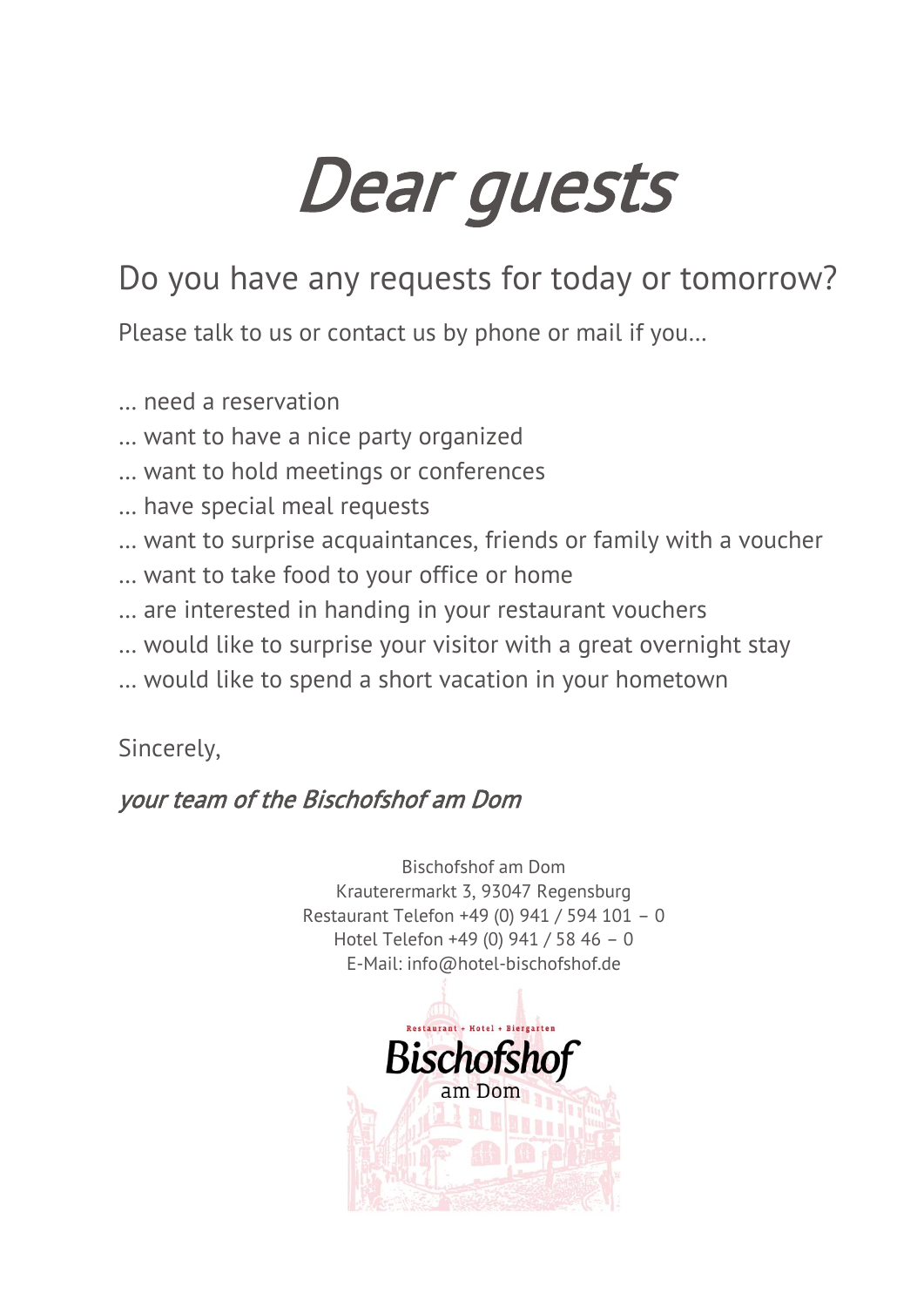# Dear guests

## Do you have any requests for today or tomorrow?

Please talk to us or contact us by phone or mail if you...

... need a reservation
... want to have a nice party organized
... want to hold meetings or conferences
... have special meal requests
... want to surprise acquaintances, friends or family with a voucher
... want to take food to your office or home
... are interested in handing in your restaurant vouchers
... would like to surprise your visitor with a great overnight stay
... would like to spend a short vacation in your hometown

Sincerely,

*your team of the Bischofshof am Dom*

Bischofshof am Dom
Krauterermarkt 3, 93047 Regensburg
Restaurant Telefon +49 (0) 941 / 594 101 – 0
Hotel Telefon +49 (0) 941 / 58 46 – 0
E-Mail: info@hotel-bischofshof.de

Restaurant + Hotel + Biergarten
Bischofshof
am Dom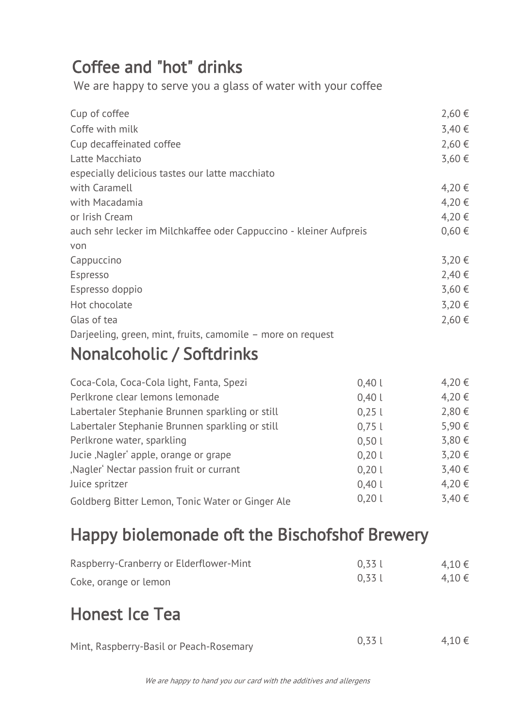## Coffee and "hot" drinks

We are happy to serve you a glass of water with your coffee

| | |
|---|---|
| Cup of coffee | 2,60 € |
| Coffe with milk | 3,40 € |
| Cup decaffeinated coffee | 2,60 € |
| Latte Macchiato | 3,60 € |
| especially delicious tastes our latte macchiato | |
| with Caramell | 4,20 € |
| with Macadamia | 4,20 € |
| or Irish Cream | 4,20 € |
| auch sehr lecker im Milchkaffee oder Cappuccino - kleiner Aufpreis von | 0,60 € |
| Cappuccino | 3,20 € |
| Espresso | 2,40 € |
| Espresso doppio | 3,60 € |
| Hot chocolate | 3,20 € |
| Glas of tea | 2,60 € |

Darjeeling, green, mint, fruits, camomile – more on request

## Nonalcoholic / Softdrinks

| | | |
|---|---|---|
| Coca-Cola, Coca-Cola light, Fanta, Spezi | 0,40 l | 4,20 € |
| Perlkrone clear lemons lemonade | 0,40 l | 4,20 € |
| Labertaler Stephanie Brunnen sparkling or still | 0,25 l | 2,80 € |
| Labertaler Stephanie Brunnen sparkling or still | 0,75 l | 5,90 € |
| Perlkrone water, sparkling | 0,50 l | 3,80 € |
| Jucie ‚Nagler' apple, orange or grape | 0,20 l | 3,20 € |
| ‚Nagler' Nectar passion fruit or currant | 0,20 l | 3,40 € |
| Juice spritzer | 0,40 l | 4,20 € |
| Goldberg Bitter Lemon, Tonic Water or Ginger Ale | 0,20 l | 3,40 € |

## Happy biolemonade oft the Bischofshof Brewery

| | | |
|---|---|---|
| Raspberry-Cranberry or Elderflower-Mint | 0,33 l | 4,10 € |
| Coke, orange or lemon | 0,33 l | 4,10 € |

## Honest Ice Tea

| | | |
|---|---|---|
| Mint, Raspberry-Basil or Peach-Rosemary | 0,33 l | 4,10 € |

*We are happy to hand you our card with the additives and allergens*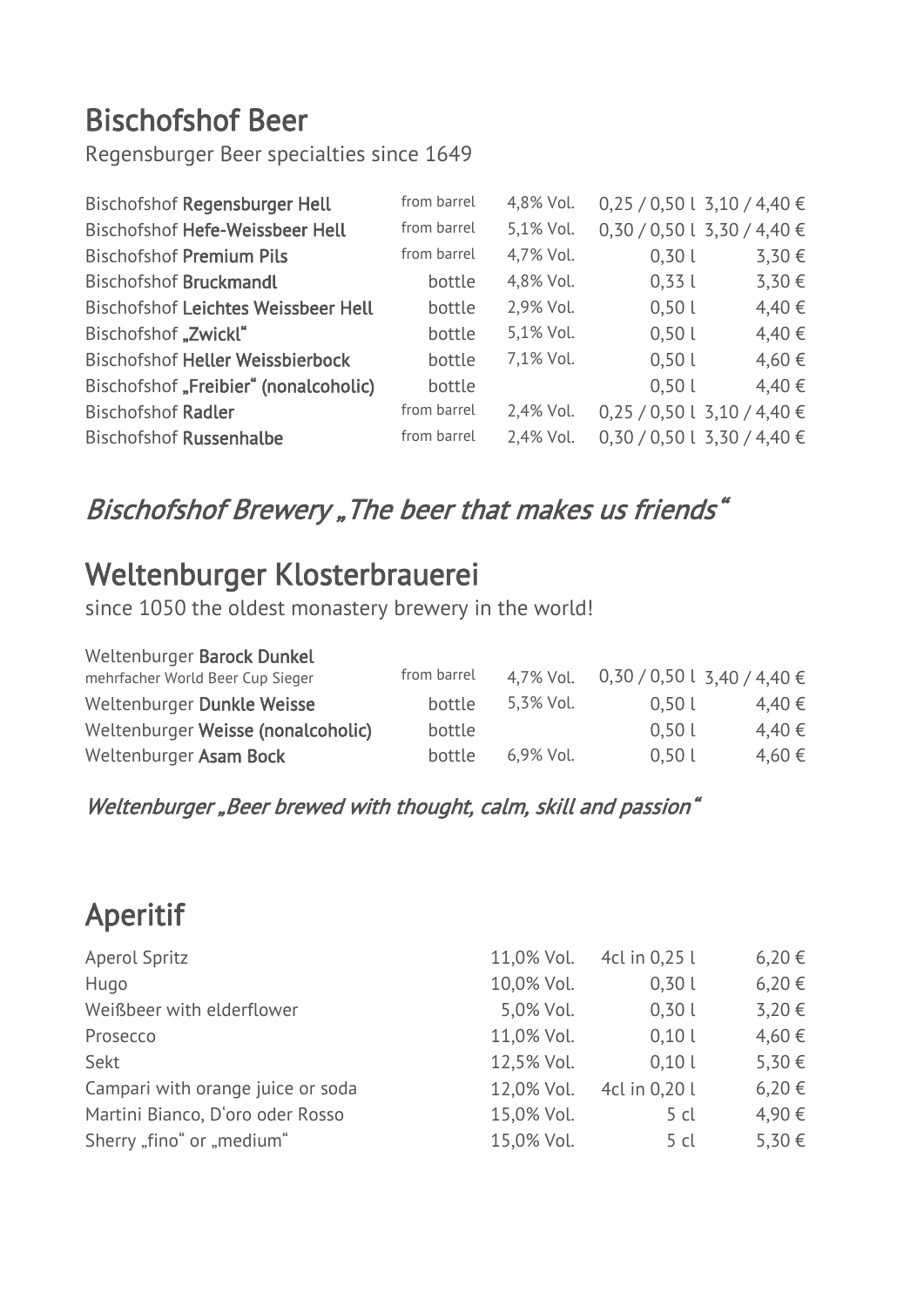# Bischofshof Beer

Regensburger Beer specialties since 1649

| | | | | |
|---|---|---|---|---|
| Bischofshof **Regensburger Hell** | from barrel | 4,8% Vol. | 0,25 / 0,50 l | 3,10 / 4,40 € |
| Bischofshof **Hefe-Weissbeer Hell** | from barrel | 5,1% Vol. | 0,30 / 0,50 l | 3,30 / 4,40 € |
| Bischofshof **Premium Pils** | from barrel | 4,7% Vol. | 0,30 l | 3,30 € |
| Bischofshof **Bruckmandl** | bottle | 4,8% Vol. | 0,33 l | 3,30 € |
| Bischofshof **Leichtes Weissbeer Hell** | bottle | 2,9% Vol. | 0,50 l | 4,40 € |
| Bischofshof **„Zwickl“** | bottle | 5,1% Vol. | 0,50 l | 4,40 € |
| Bischofshof **Heller Weissbierbock** | bottle | 7,1% Vol. | 0,50 l | 4,60 € |
| Bischofshof **„Freibier“ (nonalcoholic)** | bottle | | 0,50 l | 4,40 € |
| Bischofshof **Radler** | from barrel | 2,4% Vol. | 0,25 / 0,50 l | 3,10 / 4,40 € |
| Bischofshof **Russenhalbe** | from barrel | 2,4% Vol. | 0,30 / 0,50 l | 3,30 / 4,40 € |

*Bischofshof Brewery „The beer that makes us friends“*

# Weltenburger Klosterbrauerei

since 1050 the oldest monastery brewery in the world!

| | | | | |
|---|---|---|---|---|
| Weltenburger **Barock Dunkel** mehrfacher World Beer Cup Sieger | from barrel | 4,7% Vol. | 0,30 / 0,50 l | 3,40 / 4,40 € |
| Weltenburger **Dunkle Weisse** | bottle | 5,3% Vol. | 0,50 l | 4,40 € |
| Weltenburger **Weisse (nonalcoholic)** | bottle | | 0,50 l | 4,40 € |
| Weltenburger **Asam Bock** | bottle | 6,9% Vol. | 0,50 l | 4,60 € |

*Weltenburger „Beer brewed with thought, calm, skill and passion“*

# Aperitif

| | | | |
|---|---|---|---|
| Aperol Spritz | 11,0% Vol. | 4cl in 0,25 l | 6,20 € |
| Hugo | 10,0% Vol. | 0,30 l | 6,20 € |
| Weißbeer with elderflower | 5,0% Vol. | 0,30 l | 3,20 € |
| Prosecco | 11,0% Vol. | 0,10 l | 4,60 € |
| Sekt | 12,5% Vol. | 0,10 l | 5,30 € |
| Campari with orange juice or soda | 12,0% Vol. | 4cl in 0,20 l | 6,20 € |
| Martini Bianco, D'oro oder Rosso | 15,0% Vol. | 5 cl | 4,90 € |
| Sherry „fino“ or „medium“ | 15,0% Vol. | 5 cl | 5,30 € |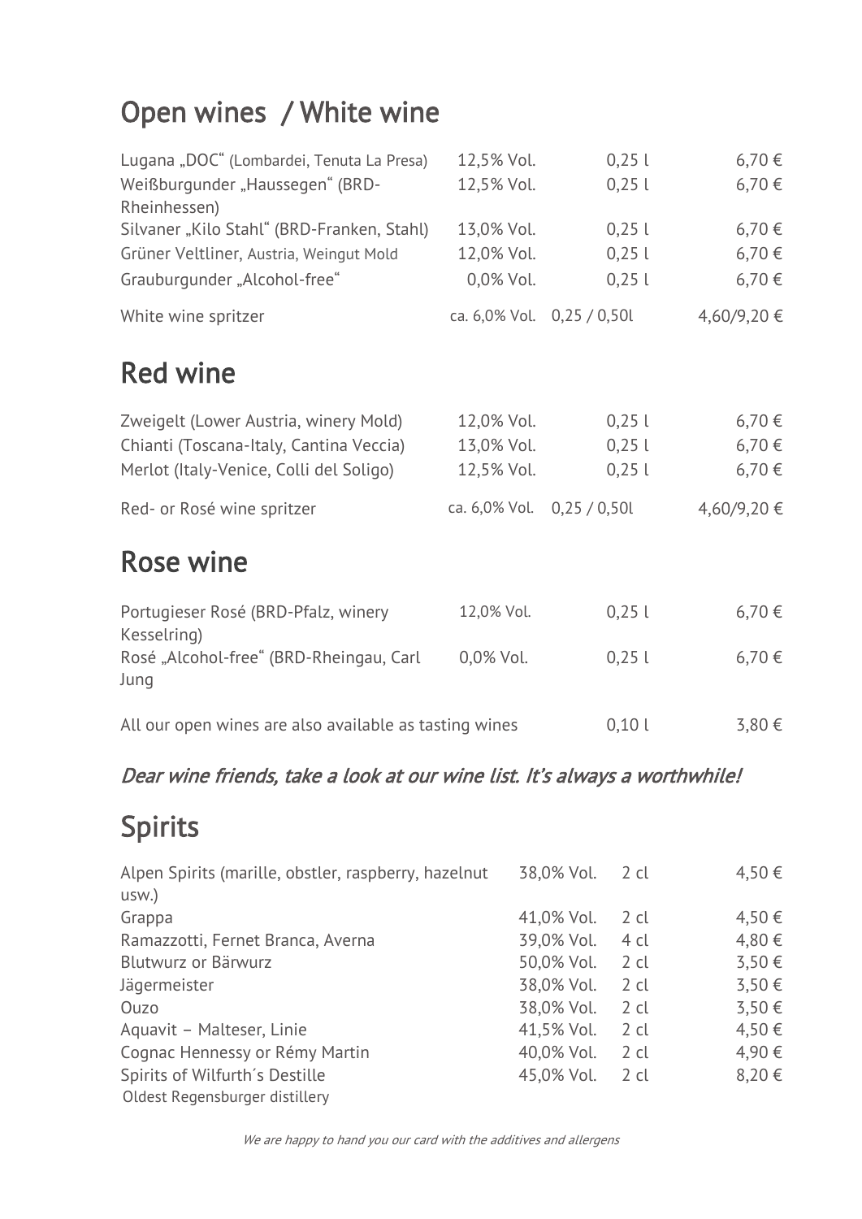# Open wines / White wine

| | | | |
|---|---|---|---|
| Lugana „DOC“ (Lombardei, Tenuta La Presa) | 12,5% Vol. | 0,25 l | 6,70 € |
| Weißburgunder „Haussegen“ (BRD-Rheinhessen) | 12,5% Vol. | 0,25 l | 6,70 € |
| Silvaner „Kilo Stahl“ (BRD-Franken, Stahl) | 13,0% Vol. | 0,25 l | 6,70 € |
| Grüner Veltliner, Austria, Weingut Mold | 12,0% Vol. | 0,25 l | 6,70 € |
| Grauburgunder „Alcohol-free“ | 0,0% Vol. | 0,25 l | 6,70 € |
| White wine spritzer | ca. 6,0% Vol. | 0,25 / 0,50l | 4,60/9,20 € |

# Red wine

| | | | |
|---|---|---|---|
| Zweigelt (Lower Austria, winery Mold) | 12,0% Vol. | 0,25 l | 6,70 € |
| Chianti (Toscana-Italy, Cantina Veccia) | 13,0% Vol. | 0,25 l | 6,70 € |
| Merlot (Italy-Venice, Colli del Soligo) | 12,5% Vol. | 0,25 l | 6,70 € |
| Red- or Rosé wine spritzer | ca. 6,0% Vol. | 0,25 / 0,50l | 4,60/9,20 € |

# Rose wine

| | | | |
|---|---|---|---|
| Portugieser Rosé (BRD-Pfalz, winery Kesselring) | 12,0% Vol. | 0,25 l | 6,70 € |
| Rosé „Alcohol-free“ (BRD-Rheingau, Carl Jung | 0,0% Vol. | 0,25 l | 6,70 € |
| All our open wines are also available as tasting wines | | 0,10 l | 3,80 € |

*Dear wine friends, take a look at our wine list. It's always a worthwhile!*

# Spirits

| | | | |
|---|---|---|---|
| Alpen Spirits (marille, obstler, raspberry, hazelnut usw.) | 38,0% Vol. | 2 cl | 4,50 € |
| Grappa | 41,0% Vol. | 2 cl | 4,50 € |
| Ramazzotti, Fernet Branca, Averna | 39,0% Vol. | 4 cl | 4,80 € |
| Blutwurz or Bärwurz | 50,0% Vol. | 2 cl | 3,50 € |
| Jägermeister | 38,0% Vol. | 2 cl | 3,50 € |
| Ouzo | 38,0% Vol. | 2 cl | 3,50 € |
| Aquavit – Malteser, Linie | 41,5% Vol. | 2 cl | 4,50 € |
| Cognac Hennessy or Rémy Martin | 40,0% Vol. | 2 cl | 4,90 € |
| Spirits of Wilfurth´s Destille<br>Oldest Regensburger distillery | 45,0% Vol. | 2 cl | 8,20 € |

*We are happy to hand you our card with the additives and allergens*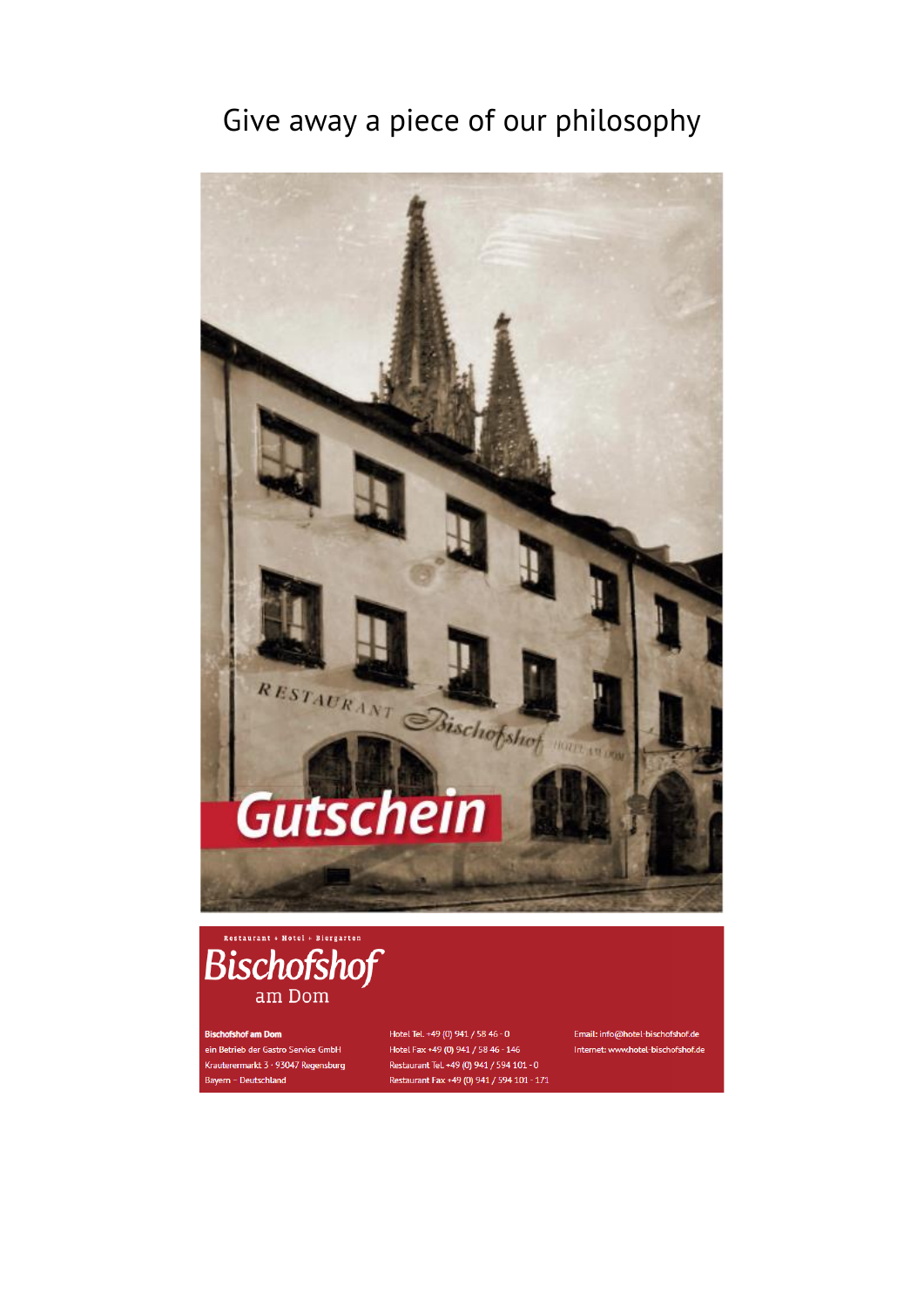# Give away a piece of our philosophy

Gutschein

Restaurant • Hotel • Biergarten

**Bischofshof**

am Dom

**Bischofshof am Dom**
ein Betrieb der Gastro Service GmbH
Krauterermarkt 3 · 93047 Regensburg
Bayern – Deutschland

Hotel Tel. +49 (0) 941 / 58 46 - 0
Hotel Fax +49 (0) 941 / 58 46 - 146
Restaurant Tel. +49 (0) 941 / 594 101 - 0
Restaurant Fax +49 (0) 941 / 594 101 - 171

Email: info@hotel-bischofshof.de
Internet: www.hotel-bischofshof.de